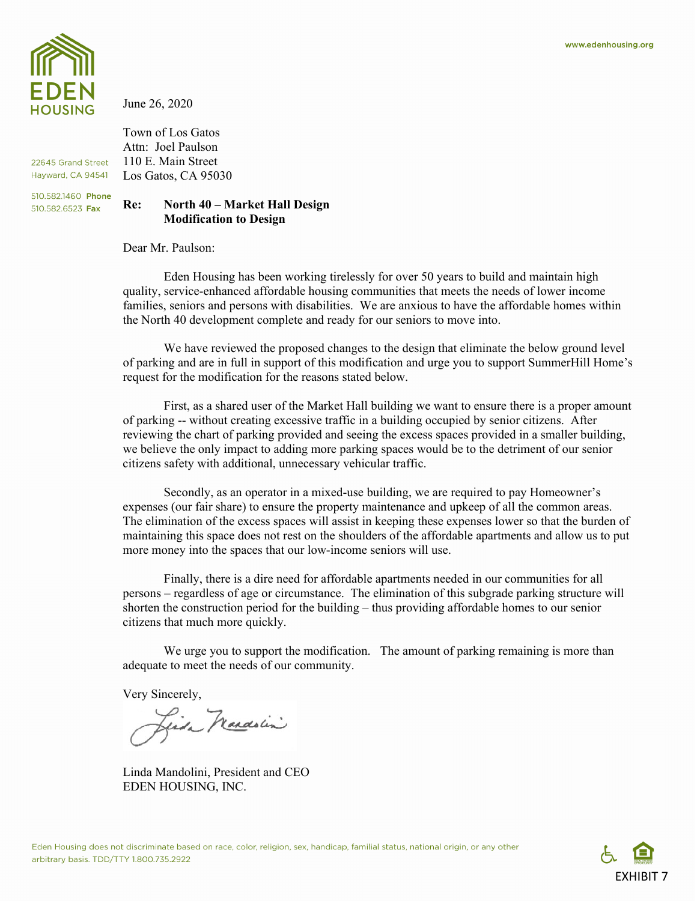EDEN HOUSING

www.edenhousing.org

22645 Grand Street
Hayward, CA 94541

510.582.1460 **Phone**
510.582.6523 **Fax**

June 26, 2020

Town of Los Gatos
Attn: Joel Paulson
110 E. Main Street
Los Gatos, CA 95030

**Re: North 40 – Market Hall Design**
**Modification to Design**

Dear Mr. Paulson:

Eden Housing has been working tirelessly for over 50 years to build and maintain high quality, service-enhanced affordable housing communities that meets the needs of lower income families, seniors and persons with disabilities. We are anxious to have the affordable homes within the North 40 development complete and ready for our seniors to move into.

We have reviewed the proposed changes to the design that eliminate the below ground level of parking and are in full in support of this modification and urge you to support SummerHill Home's request for the modification for the reasons stated below.

First, as a shared user of the Market Hall building we want to ensure there is a proper amount of parking -- without creating excessive traffic in a building occupied by senior citizens. After reviewing the chart of parking provided and seeing the excess spaces provided in a smaller building, we believe the only impact to adding more parking spaces would be to the detriment of our senior citizens safety with additional, unnecessary vehicular traffic.

Secondly, as an operator in a mixed-use building, we are required to pay Homeowner's expenses (our fair share) to ensure the property maintenance and upkeep of all the common areas. The elimination of the excess spaces will assist in keeping these expenses lower so that the burden of maintaining this space does not rest on the shoulders of the affordable apartments and allow us to put more money into the spaces that our low-income seniors will use.

Finally, there is a dire need for affordable apartments needed in our communities for all persons – regardless of age or circumstance. The elimination of this subgrade parking structure will shorten the construction period for the building – thus providing affordable homes to our senior citizens that much more quickly.

We urge you to support the modification. The amount of parking remaining is more than adequate to meet the needs of our community.

Very Sincerely,

Linda Mandolini, President and CEO
EDEN HOUSING, INC.

Eden Housing does not discriminate based on race, color, religion, sex, handicap, familial status, national origin, or any other arbitrary basis. TDD/TTY 1.800.735.2922

EXHIBIT 7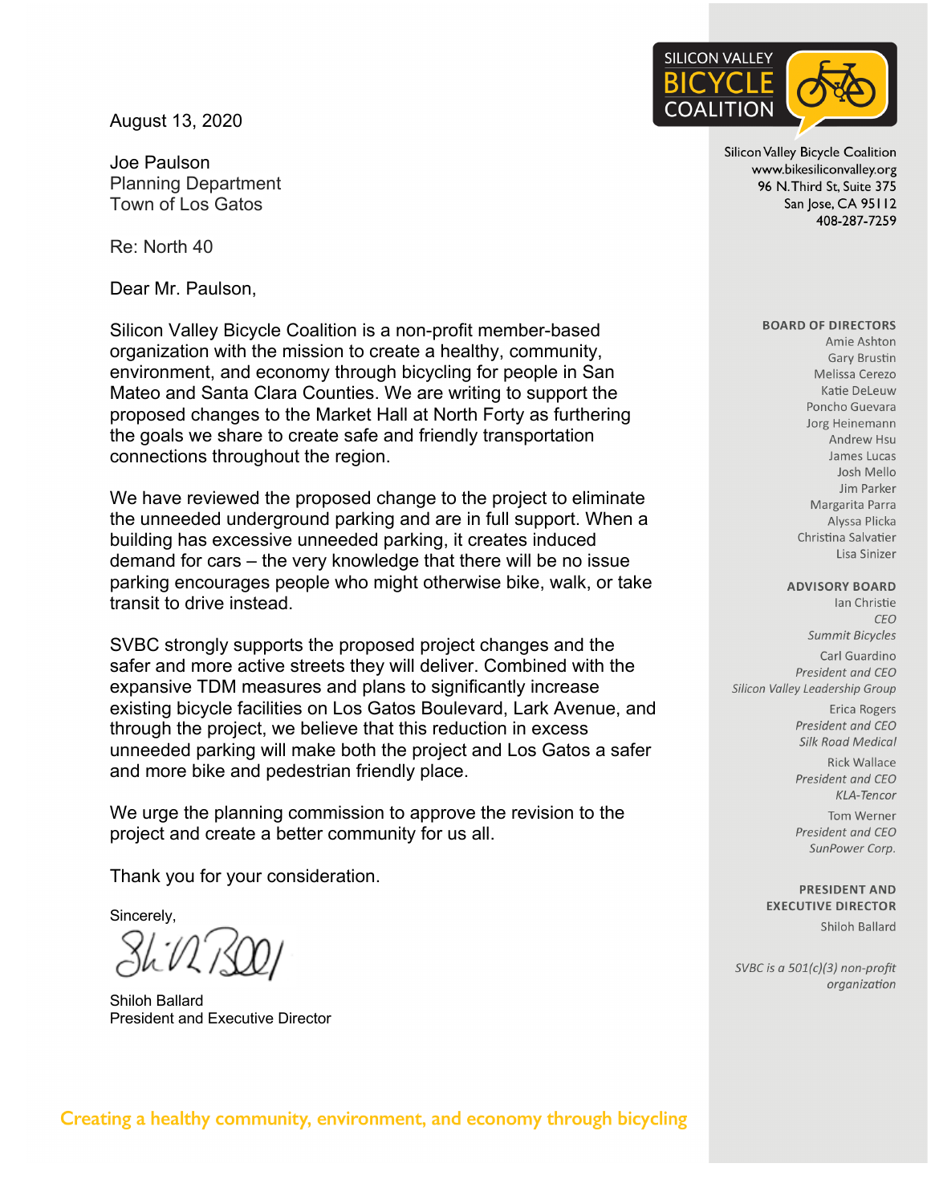August 13, 2020

Joe Paulson
Planning Department
Town of Los Gatos

Re: North 40

Dear Mr. Paulson,

Silicon Valley Bicycle Coalition is a non-profit member-based organization with the mission to create a healthy, community, environment, and economy through bicycling for people in San Mateo and Santa Clara Counties. We are writing to support the proposed changes to the Market Hall at North Forty as furthering the goals we share to create safe and friendly transportation connections throughout the region.

We have reviewed the proposed change to the project to eliminate the unneeded underground parking and are in full support. When a building has excessive unneeded parking, it creates induced demand for cars – the very knowledge that there will be no issue parking encourages people who might otherwise bike, walk, or take transit to drive instead.

SVBC strongly supports the proposed project changes and the safer and more active streets they will deliver. Combined with the expansive TDM measures and plans to significantly increase existing bicycle facilities on Los Gatos Boulevard, Lark Avenue, and through the project, we believe that this reduction in excess unneeded parking will make both the project and Los Gatos a safer and more bike and pedestrian friendly place.

We urge the planning commission to approve the revision to the project and create a better community for us all.

Thank you for your consideration.

Sincerely,

Shiloh Ballard
President and Executive Director

SILICON VALLEY BICYCLE COALITION

Silicon Valley Bicycle Coalition
www.bikesiliconvalley.org
96 N. Third St, Suite 375
San Jose, CA 95112
408-287-7259

**BOARD OF DIRECTORS**
Amie Ashton
Gary Brustin
Melissa Cerezo
Katie DeLeuw
Poncho Guevara
Jorg Heinemann
Andrew Hsu
James Lucas
Josh Mello
Jim Parker
Margarita Parra
Alyssa Plicka
Christina Salvatier
Lisa Sinizer

**ADVISORY BOARD**
Ian Christie
*CEO*
*Summit Bicycles*
Carl Guardino
*President and CEO*
*Silicon Valley Leadership Group*
Erica Rogers
*President and CEO*
*Silk Road Medical*
Rick Wallace
*President and CEO*
*KLA-Tencor*
Tom Werner
*President and CEO*
*SunPower Corp.*

**PRESIDENT AND EXECUTIVE DIRECTOR**
Shiloh Ballard

*SVBC is a 501(c)(3) non-profit organization*

Creating a healthy community, environment, and economy through bicycling